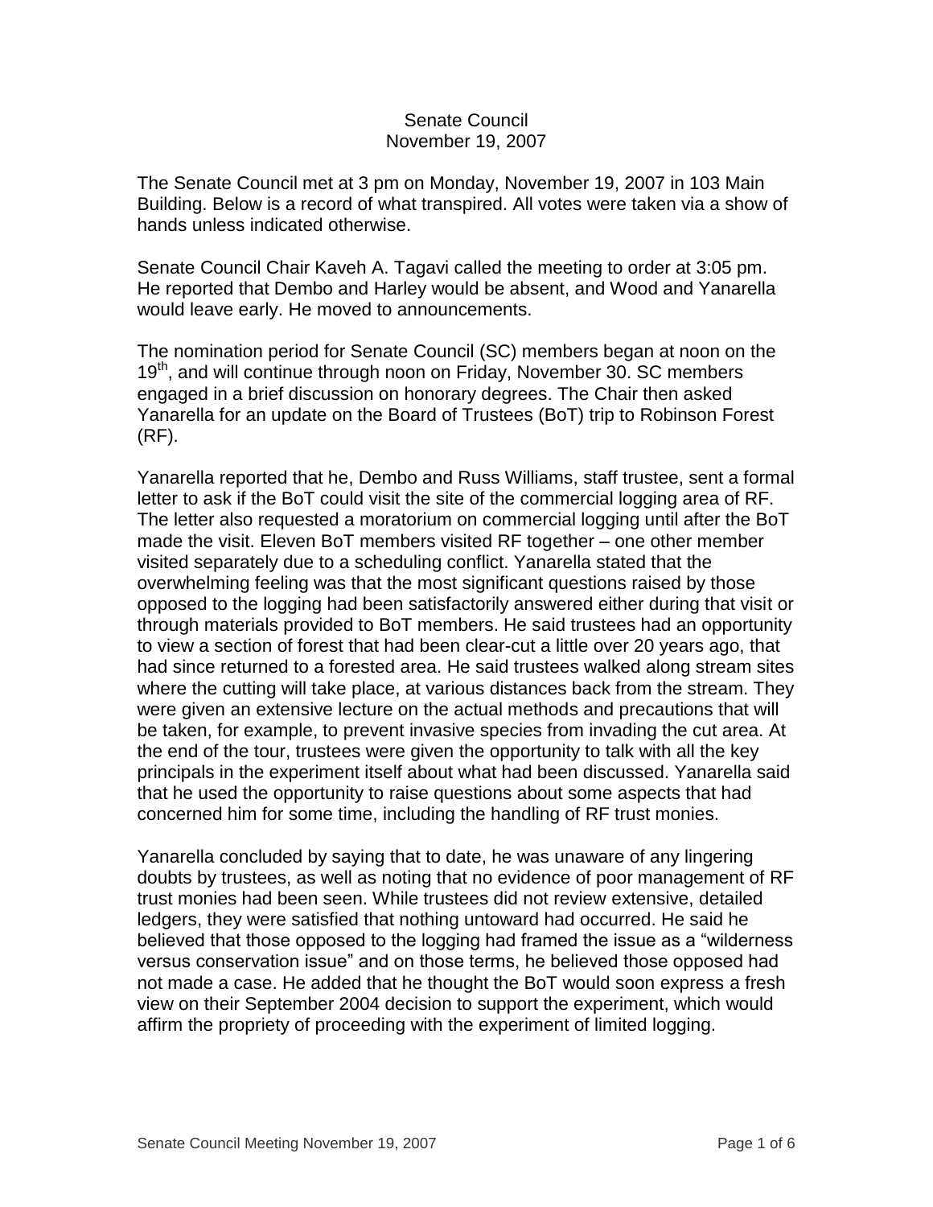# Senate Council
## November 19, 2007

The Senate Council met at 3 pm on Monday, November 19, 2007 in 103 Main Building. Below is a record of what transpired. All votes were taken via a show of hands unless indicated otherwise.

Senate Council Chair Kaveh A. Tagavi called the meeting to order at 3:05 pm. He reported that Dembo and Harley would be absent, and Wood and Yanarella would leave early. He moved to announcements.

The nomination period for Senate Council (SC) members began at noon on the 19th, and will continue through noon on Friday, November 30. SC members engaged in a brief discussion on honorary degrees. The Chair then asked Yanarella for an update on the Board of Trustees (BoT) trip to Robinson Forest (RF).

Yanarella reported that he, Dembo and Russ Williams, staff trustee, sent a formal letter to ask if the BoT could visit the site of the commercial logging area of RF. The letter also requested a moratorium on commercial logging until after the BoT made the visit. Eleven BoT members visited RF together – one other member visited separately due to a scheduling conflict. Yanarella stated that the overwhelming feeling was that the most significant questions raised by those opposed to the logging had been satisfactorily answered either during that visit or through materials provided to BoT members. He said trustees had an opportunity to view a section of forest that had been clear-cut a little over 20 years ago, that had since returned to a forested area. He said trustees walked along stream sites where the cutting will take place, at various distances back from the stream. They were given an extensive lecture on the actual methods and precautions that will be taken, for example, to prevent invasive species from invading the cut area. At the end of the tour, trustees were given the opportunity to talk with all the key principals in the experiment itself about what had been discussed. Yanarella said that he used the opportunity to raise questions about some aspects that had concerned him for some time, including the handling of RF trust monies.

Yanarella concluded by saying that to date, he was unaware of any lingering doubts by trustees, as well as noting that no evidence of poor management of RF trust monies had been seen. While trustees did not review extensive, detailed ledgers, they were satisfied that nothing untoward had occurred. He said he believed that those opposed to the logging had framed the issue as a "wilderness versus conservation issue" and on those terms, he believed those opposed had not made a case. He added that he thought the BoT would soon express a fresh view on their September 2004 decision to support the experiment, which would affirm the propriety of proceeding with the experiment of limited logging.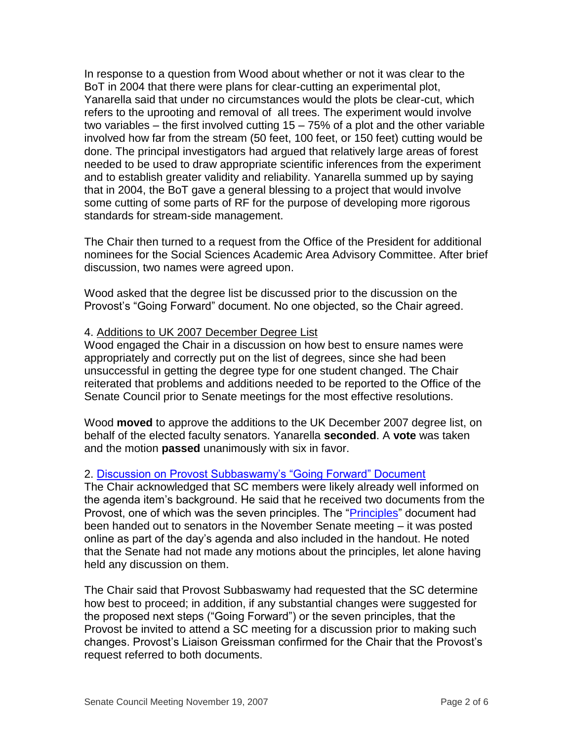In response to a question from Wood about whether or not it was clear to the BoT in 2004 that there were plans for clear-cutting an experimental plot, Yanarella said that under no circumstances would the plots be clear-cut, which refers to the uprooting and removal of all trees. The experiment would involve two variables – the first involved cutting 15 – 75% of a plot and the other variable involved how far from the stream (50 feet, 100 feet, or 150 feet) cutting would be done. The principal investigators had argued that relatively large areas of forest needed to be used to draw appropriate scientific inferences from the experiment and to establish greater validity and reliability. Yanarella summed up by saying that in 2004, the BoT gave a general blessing to a project that would involve some cutting of some parts of RF for the purpose of developing more rigorous standards for stream-side management.

The Chair then turned to a request from the Office of the President for additional nominees for the Social Sciences Academic Area Advisory Committee. After brief discussion, two names were agreed upon.

Wood asked that the degree list be discussed prior to the discussion on the Provost's "Going Forward" document. No one objected, so the Chair agreed.

4. Additions to UK 2007 December Degree List

Wood engaged the Chair in a discussion on how best to ensure names were appropriately and correctly put on the list of degrees, since she had been unsuccessful in getting the degree type for one student changed. The Chair reiterated that problems and additions needed to be reported to the Office of the Senate Council prior to Senate meetings for the most effective resolutions.

Wood **moved** to approve the additions to the UK December 2007 degree list, on behalf of the elected faculty senators. Yanarella **seconded**. A **vote** was taken and the motion **passed** unanimously with six in favor.

2. Discussion on Provost Subbaswamy's "Going Forward" Document

The Chair acknowledged that SC members were likely already well informed on the agenda item's background. He said that he received two documents from the Provost, one of which was the seven principles. The "Principles" document had been handed out to senators in the November Senate meeting – it was posted online as part of the day's agenda and also included in the handout. He noted that the Senate had not made any motions about the principles, let alone having held any discussion on them.

The Chair said that Provost Subbaswamy had requested that the SC determine how best to proceed; in addition, if any substantial changes were suggested for the proposed next steps ("Going Forward") or the seven principles, that the Provost be invited to attend a SC meeting for a discussion prior to making such changes. Provost's Liaison Greissman confirmed for the Chair that the Provost's request referred to both documents.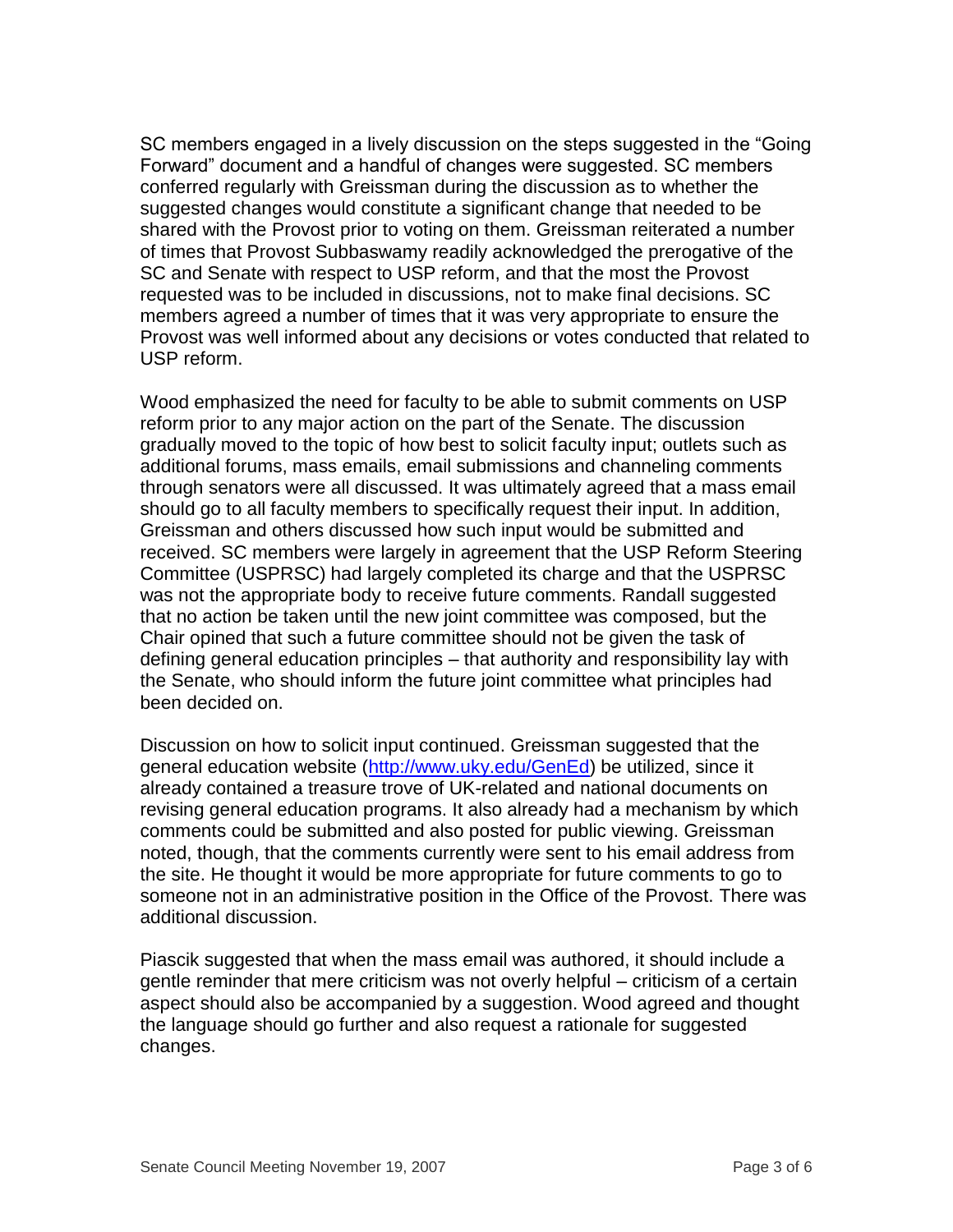SC members engaged in a lively discussion on the steps suggested in the "Going Forward" document and a handful of changes were suggested. SC members conferred regularly with Greissman during the discussion as to whether the suggested changes would constitute a significant change that needed to be shared with the Provost prior to voting on them. Greissman reiterated a number of times that Provost Subbaswamy readily acknowledged the prerogative of the SC and Senate with respect to USP reform, and that the most the Provost requested was to be included in discussions, not to make final decisions. SC members agreed a number of times that it was very appropriate to ensure the Provost was well informed about any decisions or votes conducted that related to USP reform.

Wood emphasized the need for faculty to be able to submit comments on USP reform prior to any major action on the part of the Senate. The discussion gradually moved to the topic of how best to solicit faculty input; outlets such as additional forums, mass emails, email submissions and channeling comments through senators were all discussed. It was ultimately agreed that a mass email should go to all faculty members to specifically request their input. In addition, Greissman and others discussed how such input would be submitted and received. SC members were largely in agreement that the USP Reform Steering Committee (USPRSC) had largely completed its charge and that the USPRSC was not the appropriate body to receive future comments. Randall suggested that no action be taken until the new joint committee was composed, but the Chair opined that such a future committee should not be given the task of defining general education principles – that authority and responsibility lay with the Senate, who should inform the future joint committee what principles had been decided on.

Discussion on how to solicit input continued. Greissman suggested that the general education website (http://www.uky.edu/GenEd) be utilized, since it already contained a treasure trove of UK-related and national documents on revising general education programs. It also already had a mechanism by which comments could be submitted and also posted for public viewing. Greissman noted, though, that the comments currently were sent to his email address from the site. He thought it would be more appropriate for future comments to go to someone not in an administrative position in the Office of the Provost. There was additional discussion.

Piascik suggested that when the mass email was authored, it should include a gentle reminder that mere criticism was not overly helpful – criticism of a certain aspect should also be accompanied by a suggestion. Wood agreed and thought the language should go further and also request a rationale for suggested changes.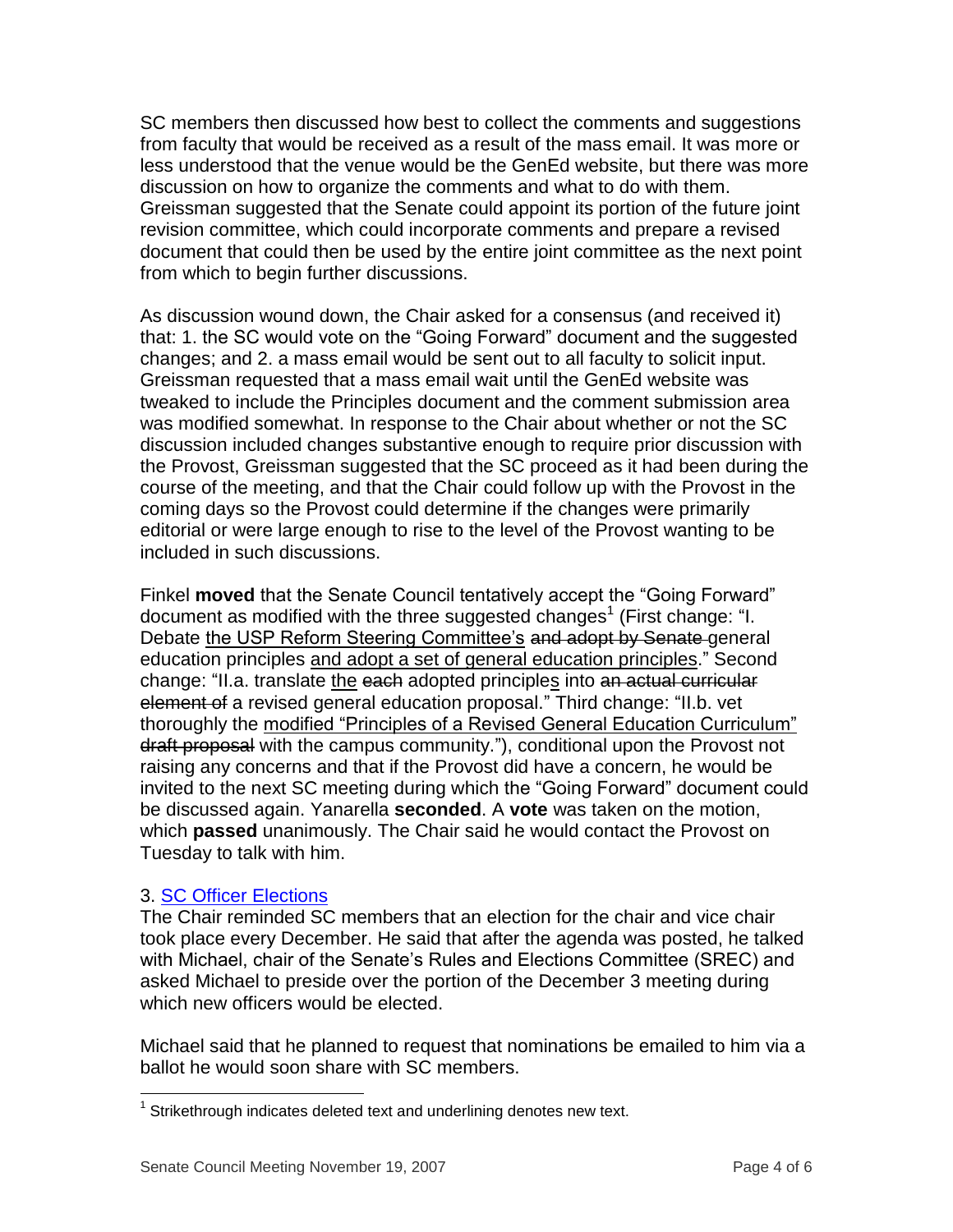SC members then discussed how best to collect the comments and suggestions from faculty that would be received as a result of the mass email. It was more or less understood that the venue would be the GenEd website, but there was more discussion on how to organize the comments and what to do with them. Greissman suggested that the Senate could appoint its portion of the future joint revision committee, which could incorporate comments and prepare a revised document that could then be used by the entire joint committee as the next point from which to begin further discussions.

As discussion wound down, the Chair asked for a consensus (and received it) that: 1. the SC would vote on the "Going Forward" document and the suggested changes; and 2. a mass email would be sent out to all faculty to solicit input. Greissman requested that a mass email wait until the GenEd website was tweaked to include the Principles document and the comment submission area was modified somewhat. In response to the Chair about whether or not the SC discussion included changes substantive enough to require prior discussion with the Provost, Greissman suggested that the SC proceed as it had been during the course of the meeting, and that the Chair could follow up with the Provost in the coming days so the Provost could determine if the changes were primarily editorial or were large enough to rise to the level of the Provost wanting to be included in such discussions.

Finkel **moved** that the Senate Council tentatively accept the "Going Forward" document as modified with the three suggested changes[1] (First change: "I. Debate <u>the USP Reform Steering Committee's</u> ~~and adopt by Senate~~ general education principles <u>and adopt a set of general education principles</u>." Second change: "II.a. translate <u>the</u> ~~each~~ adopted principle<u>s</u> into ~~an actual curricular element of~~ a revised general education proposal." Third change: "II.b. vet thoroughly the <u>modified "Principles of a Revised General Education Curriculum"</u> ~~draft proposal~~ with the campus community."), conditional upon the Provost not raising any concerns and that if the Provost did have a concern, he would be invited to the next SC meeting during which the "Going Forward" document could be discussed again. Yanarella **seconded**. A **vote** was taken on the motion, which **passed** unanimously. The Chair said he would contact the Provost on Tuesday to talk with him.

### 3. SC Officer Elections

The Chair reminded SC members that an election for the chair and vice chair took place every December. He said that after the agenda was posted, he talked with Michael, chair of the Senate's Rules and Elections Committee (SREC) and asked Michael to preside over the portion of the December 3 meeting during which new officers would be elected.

Michael said that he planned to request that nominations be emailed to him via a ballot he would soon share with SC members.

[1] Strikethrough indicates deleted text and underlining denotes new text.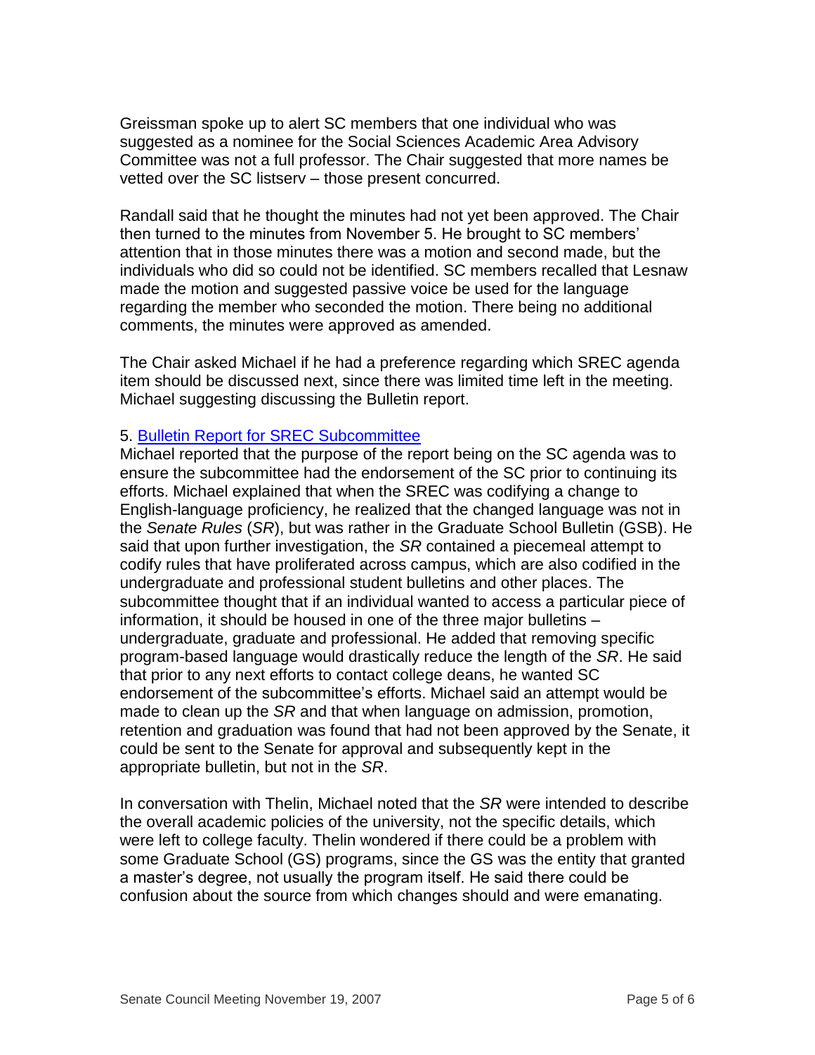Greissman spoke up to alert SC members that one individual who was suggested as a nominee for the Social Sciences Academic Area Advisory Committee was not a full professor. The Chair suggested that more names be vetted over the SC listserv – those present concurred.

Randall said that he thought the minutes had not yet been approved. The Chair then turned to the minutes from November 5. He brought to SC members' attention that in those minutes there was a motion and second made, but the individuals who did so could not be identified. SC members recalled that Lesnaw made the motion and suggested passive voice be used for the language regarding the member who seconded the motion. There being no additional comments, the minutes were approved as amended.

The Chair asked Michael if he had a preference regarding which SREC agenda item should be discussed next, since there was limited time left in the meeting. Michael suggesting discussing the Bulletin report.

5. Bulletin Report for SREC Subcommittee

Michael reported that the purpose of the report being on the SC agenda was to ensure the subcommittee had the endorsement of the SC prior to continuing its efforts. Michael explained that when the SREC was codifying a change to English-language proficiency, he realized that the changed language was not in the *Senate Rules* (*SR*), but was rather in the Graduate School Bulletin (GSB). He said that upon further investigation, the *SR* contained a piecemeal attempt to codify rules that have proliferated across campus, which are also codified in the undergraduate and professional student bulletins and other places. The subcommittee thought that if an individual wanted to access a particular piece of information, it should be housed in one of the three major bulletins – undergraduate, graduate and professional. He added that removing specific program-based language would drastically reduce the length of the *SR*. He said that prior to any next efforts to contact college deans, he wanted SC endorsement of the subcommittee's efforts. Michael said an attempt would be made to clean up the *SR* and that when language on admission, promotion, retention and graduation was found that had not been approved by the Senate, it could be sent to the Senate for approval and subsequently kept in the appropriate bulletin, but not in the *SR*.

In conversation with Thelin, Michael noted that the *SR* were intended to describe the overall academic policies of the university, not the specific details, which were left to college faculty. Thelin wondered if there could be a problem with some Graduate School (GS) programs, since the GS was the entity that granted a master's degree, not usually the program itself. He said there could be confusion about the source from which changes should and were emanating.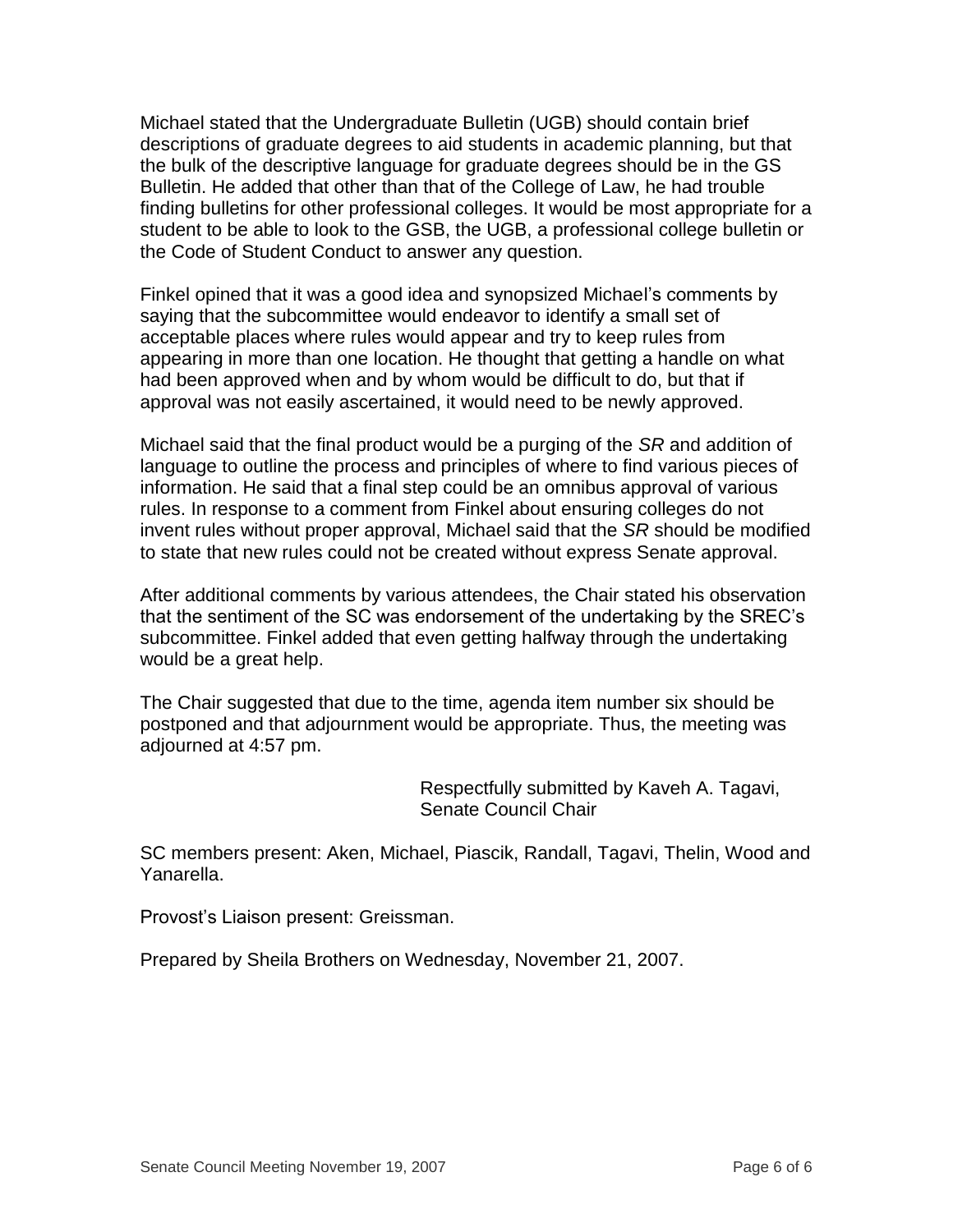Michael stated that the Undergraduate Bulletin (UGB) should contain brief descriptions of graduate degrees to aid students in academic planning, but that the bulk of the descriptive language for graduate degrees should be in the GS Bulletin. He added that other than that of the College of Law, he had trouble finding bulletins for other professional colleges. It would be most appropriate for a student to be able to look to the GSB, the UGB, a professional college bulletin or the Code of Student Conduct to answer any question.

Finkel opined that it was a good idea and synopsized Michael's comments by saying that the subcommittee would endeavor to identify a small set of acceptable places where rules would appear and try to keep rules from appearing in more than one location. He thought that getting a handle on what had been approved when and by whom would be difficult to do, but that if approval was not easily ascertained, it would need to be newly approved.

Michael said that the final product would be a purging of the *SR* and addition of language to outline the process and principles of where to find various pieces of information. He said that a final step could be an omnibus approval of various rules. In response to a comment from Finkel about ensuring colleges do not invent rules without proper approval, Michael said that the *SR* should be modified to state that new rules could not be created without express Senate approval.

After additional comments by various attendees, the Chair stated his observation that the sentiment of the SC was endorsement of the undertaking by the SREC's subcommittee. Finkel added that even getting halfway through the undertaking would be a great help.

The Chair suggested that due to the time, agenda item number six should be postponed and that adjournment would be appropriate. Thus, the meeting was adjourned at 4:57 pm.

Respectfully submitted by Kaveh A. Tagavi,
Senate Council Chair

SC members present: Aken, Michael, Piascik, Randall, Tagavi, Thelin, Wood and Yanarella.

Provost's Liaison present: Greissman.

Prepared by Sheila Brothers on Wednesday, November 21, 2007.